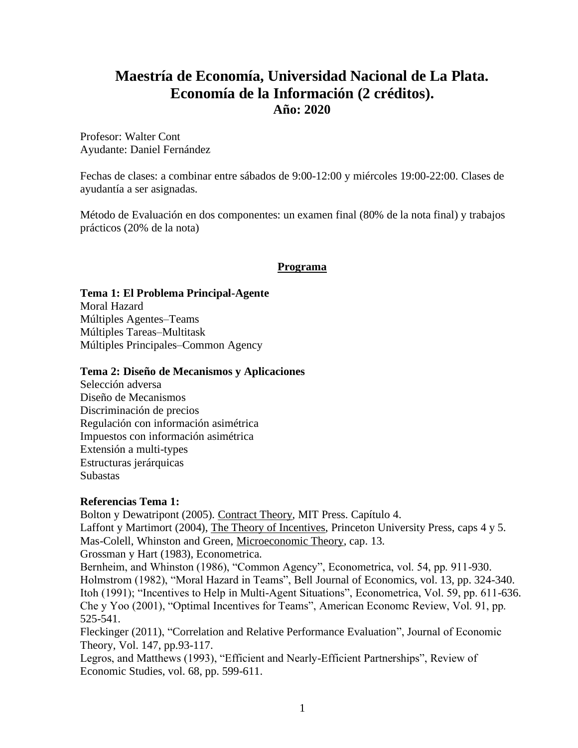# Maestría de Economía, Universidad Nacional de La Plata.
# Economía de la Información (2 créditos).
## Año: 2020

Profesor: Walter Cont
Ayudante: Daniel Fernández

Fechas de clases: a combinar entre sábados de 9:00-12:00 y miércoles 19:00-22:00. Clases de ayudantía a ser asignadas.

Método de Evaluación en dos componentes: un examen final (80% de la nota final) y trabajos prácticos (20% de la nota)

## Programa

**Tema 1: El Problema Principal-Agente**
Moral Hazard
Múltiples Agentes–Teams
Múltiples Tareas–Multitask
Múltiples Principales–Common Agency

**Tema 2: Diseño de Mecanismos y Aplicaciones**
Selección adversa
Diseño de Mecanismos
Discriminación de precios
Regulación con información asimétrica
Impuestos con información asimétrica
Extensión a multi-types
Estructuras jerárquicas
Subastas

**Referencias Tema 1:**
Bolton y Dewatripont (2005). Contract Theory, MIT Press. Capítulo 4.
Laffont y Martimort (2004), The Theory of Incentives, Princeton University Press, caps 4 y 5.
Mas-Colell, Whinston and Green, Microeconomic Theory, cap. 13.
Grossman y Hart (1983), Econometrica.
Bernheim, and Whinston (1986), "Common Agency", Econometrica, vol. 54, pp. 911-930.
Holmstrom (1982), "Moral Hazard in Teams", Bell Journal of Economics, vol. 13, pp. 324-340.
Itoh (1991); "Incentives to Help in Multi-Agent Situations", Econometrica, Vol. 59, pp. 611-636.
Che y Yoo (2001), "Optimal Incentives for Teams", American Economc Review, Vol. 91, pp. 525-541.
Fleckinger (2011), "Correlation and Relative Performance Evaluation", Journal of Economic Theory, Vol. 147, pp.93-117.
Legros, and Matthews (1993), "Efficient and Nearly-Efficient Partnerships", Review of Economic Studies, vol. 68, pp. 599-611.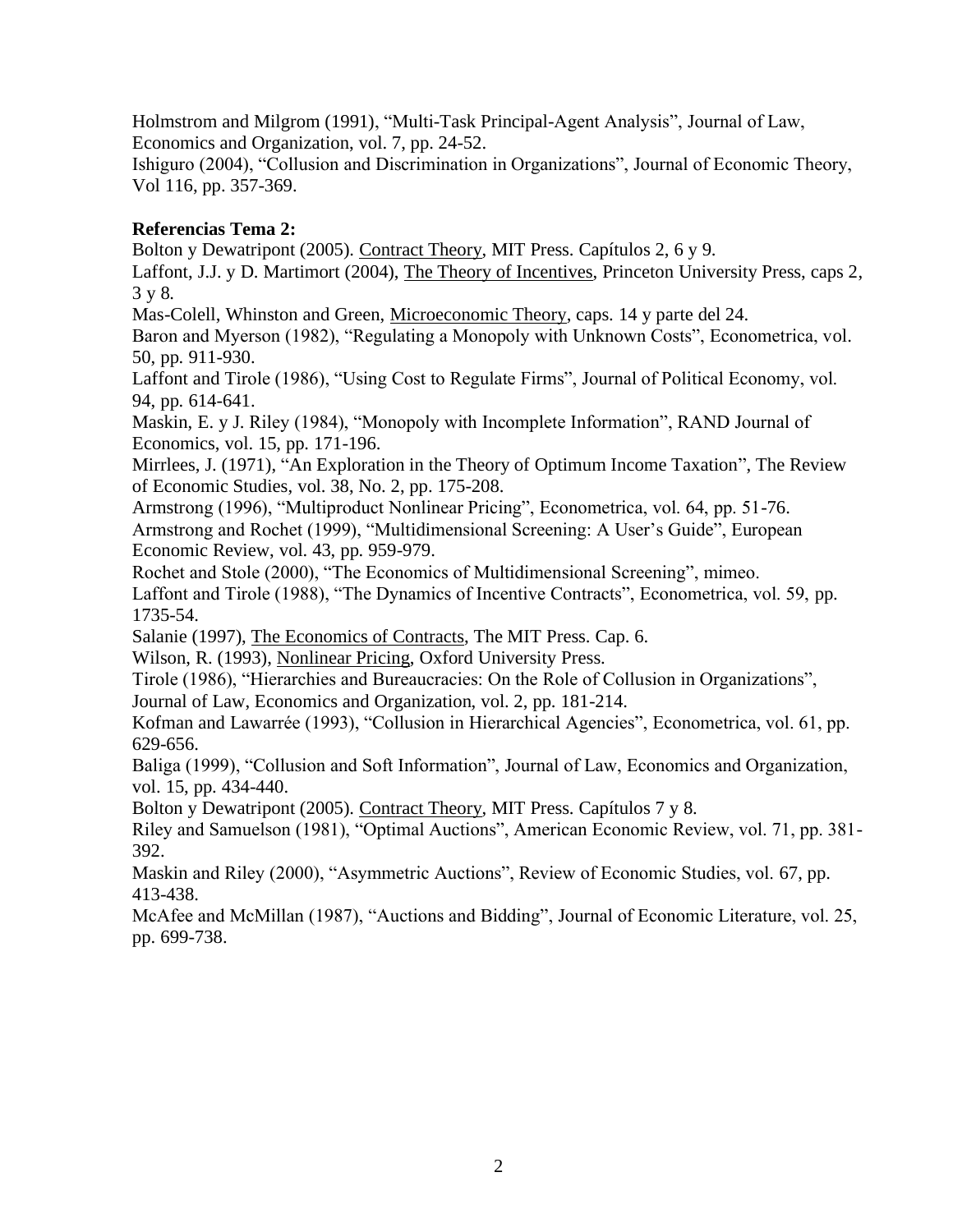Holmstrom and Milgrom (1991), "Multi-Task Principal-Agent Analysis", Journal of Law, Economics and Organization, vol. 7, pp. 24-52.

Ishiguro (2004), "Collusion and Discrimination in Organizations", Journal of Economic Theory, Vol 116, pp. 357-369.

**Referencias Tema 2:**

Bolton y Dewatripont (2005). Contract Theory, MIT Press. Capítulos 2, 6 y 9.

Laffont, J.J. y D. Martimort (2004), The Theory of Incentives, Princeton University Press, caps 2, 3 y 8.

Mas-Colell, Whinston and Green, Microeconomic Theory, caps. 14 y parte del 24.

Baron and Myerson (1982), "Regulating a Monopoly with Unknown Costs", Econometrica, vol. 50, pp. 911-930.

Laffont and Tirole (1986), "Using Cost to Regulate Firms", Journal of Political Economy, vol. 94, pp. 614-641.

Maskin, E. y J. Riley (1984), "Monopoly with Incomplete Information", RAND Journal of Economics, vol. 15, pp. 171-196.

Mirrlees, J. (1971), "An Exploration in the Theory of Optimum Income Taxation", The Review of Economic Studies, vol. 38, No. 2, pp. 175-208.

Armstrong (1996), "Multiproduct Nonlinear Pricing", Econometrica, vol. 64, pp. 51-76.

Armstrong and Rochet (1999), "Multidimensional Screening: A User's Guide", European Economic Review, vol. 43, pp. 959-979.

Rochet and Stole (2000), "The Economics of Multidimensional Screening", mimeo.

Laffont and Tirole (1988), "The Dynamics of Incentive Contracts", Econometrica, vol. 59, pp. 1735-54.

Salanie (1997), The Economics of Contracts, The MIT Press. Cap. 6.

Wilson, R. (1993), Nonlinear Pricing, Oxford University Press.

Tirole (1986), "Hierarchies and Bureaucracies: On the Role of Collusion in Organizations", Journal of Law, Economics and Organization, vol. 2, pp. 181-214.

Kofman and Lawarrée (1993), "Collusion in Hierarchical Agencies", Econometrica, vol. 61, pp. 629-656.

Baliga (1999), "Collusion and Soft Information", Journal of Law, Economics and Organization, vol. 15, pp. 434-440.

Bolton y Dewatripont (2005). Contract Theory, MIT Press. Capítulos 7 y 8.

Riley and Samuelson (1981), "Optimal Auctions", American Economic Review, vol. 71, pp. 381-392.

Maskin and Riley (2000), "Asymmetric Auctions", Review of Economic Studies, vol. 67, pp. 413-438.

McAfee and McMillan (1987), "Auctions and Bidding", Journal of Economic Literature, vol. 25, pp. 699-738.